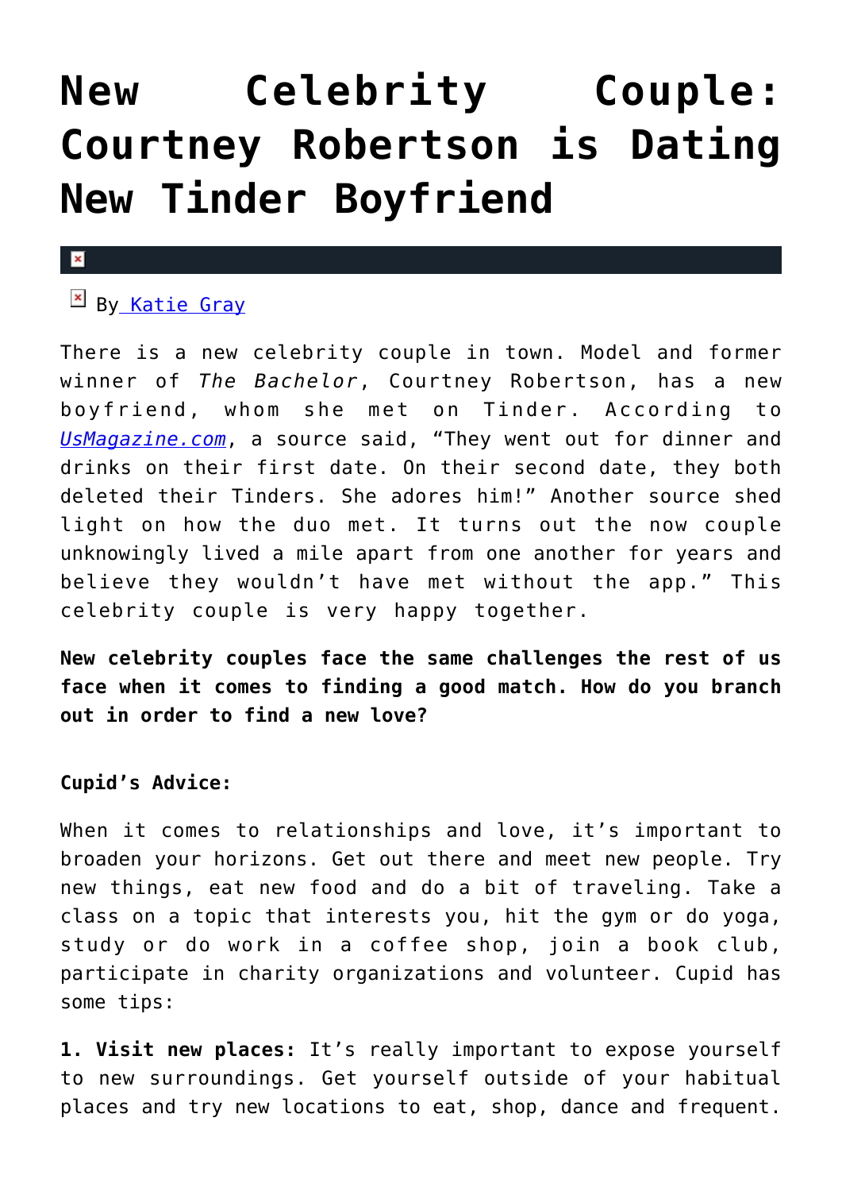# New Celebrity Couple: Courtney Robertson is Dating New Tinder Boyfriend

By Katie Gray

There is a new celebrity couple in town. Model and former winner of *The Bachelor*, Courtney Robertson, has a new boyfriend, whom she met on Tinder. According to *UsMagazine.com*, a source said, "They went out for dinner and drinks on their first date. On their second date, they both deleted their Tinders. She adores him!" Another source shed light on how the duo met. It turns out the now couple unknowingly lived a mile apart from one another for years and believe they wouldn't have met without the app." This celebrity couple is very happy together.

**New celebrity couples face the same challenges the rest of us face when it comes to finding a good match. How do you branch out in order to find a new love?**

**Cupid's Advice:**

When it comes to relationships and love, it's important to broaden your horizons. Get out there and meet new people. Try new things, eat new food and do a bit of traveling. Take a class on a topic that interests you, hit the gym or do yoga, study or do work in a coffee shop, join a book club, participate in charity organizations and volunteer. Cupid has some tips:

**1. Visit new places:** It's really important to expose yourself to new surroundings. Get yourself outside of your habitual places and try new locations to eat, shop, dance and frequent.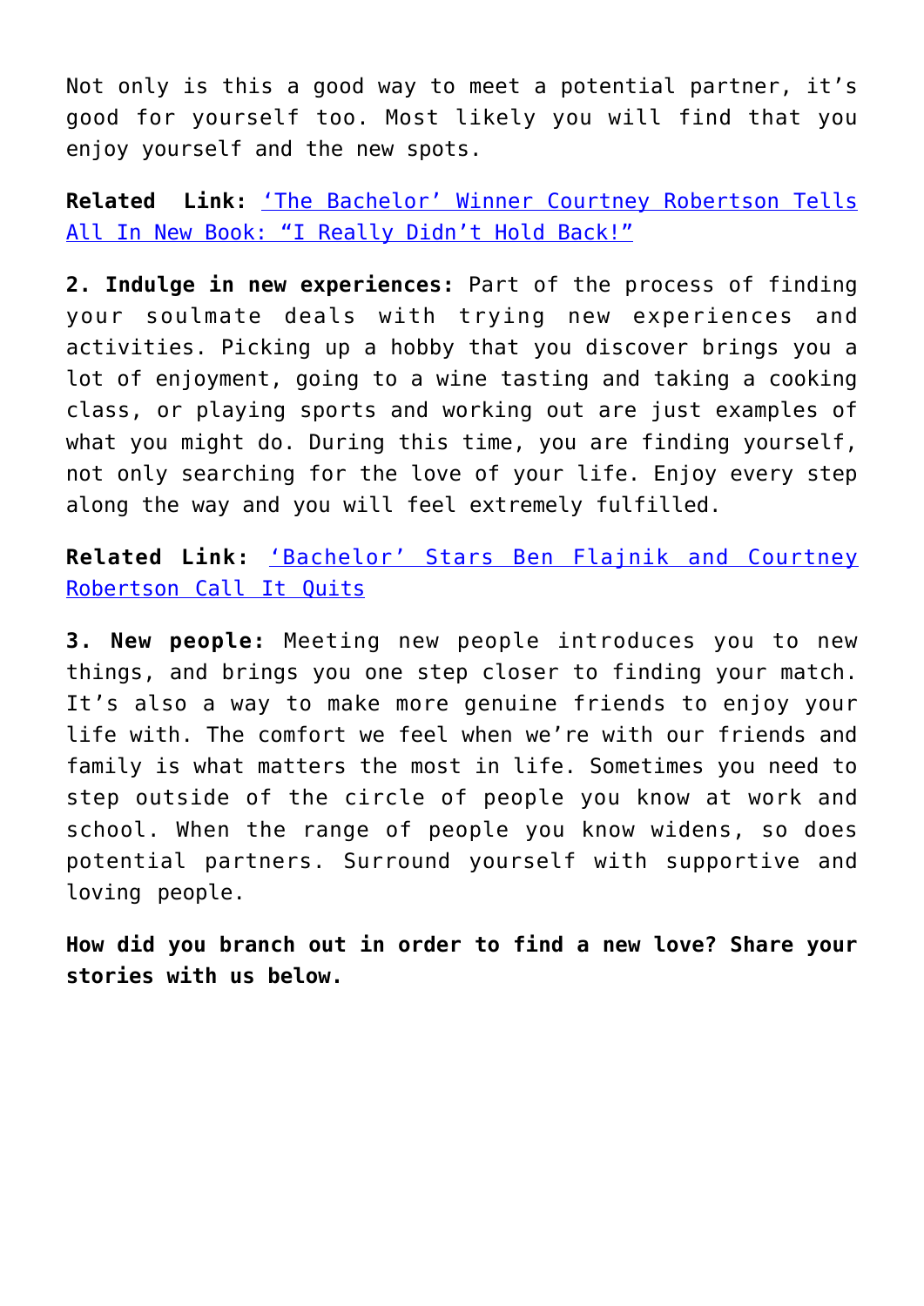Not only is this a good way to meet a potential partner, it's good for yourself too. Most likely you will find that you enjoy yourself and the new spots.

**Related Link:** 'The Bachelor' Winner Courtney Robertson Tells All In New Book: "I Really Didn't Hold Back!"

**2. Indulge in new experiences:** Part of the process of finding your soulmate deals with trying new experiences and activities. Picking up a hobby that you discover brings you a lot of enjoyment, going to a wine tasting and taking a cooking class, or playing sports and working out are just examples of what you might do. During this time, you are finding yourself, not only searching for the love of your life. Enjoy every step along the way and you will feel extremely fulfilled.

**Related Link:** 'Bachelor' Stars Ben Flajnik and Courtney Robertson Call It Quits

**3. New people:** Meeting new people introduces you to new things, and brings you one step closer to finding your match. It's also a way to make more genuine friends to enjoy your life with. The comfort we feel when we're with our friends and family is what matters the most in life. Sometimes you need to step outside of the circle of people you know at work and school. When the range of people you know widens, so does potential partners. Surround yourself with supportive and loving people.

**How did you branch out in order to find a new love? Share your stories with us below.**